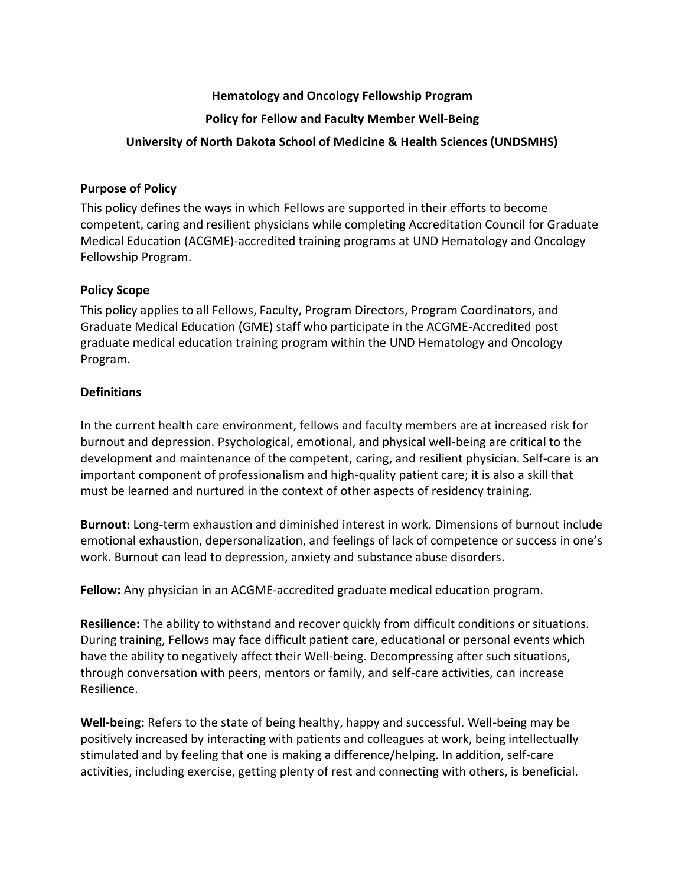# Hematology and Oncology Fellowship Program

## Policy for Fellow and Faculty Member Well-Being

## University of North Dakota School of Medicine & Health Sciences (UNDSMHS)

### Purpose of Policy

This policy defines the ways in which Fellows are supported in their efforts to become competent, caring and resilient physicians while completing Accreditation Council for Graduate Medical Education (ACGME)-accredited training programs at UND Hematology and Oncology Fellowship Program.

### Policy Scope

This policy applies to all Fellows, Faculty, Program Directors, Program Coordinators, and Graduate Medical Education (GME) staff who participate in the ACGME-Accredited post graduate medical education training program within the UND Hematology and Oncology Program.

### Definitions

In the current health care environment, fellows and faculty members are at increased risk for burnout and depression. Psychological, emotional, and physical well-being are critical to the development and maintenance of the competent, caring, and resilient physician. Self-care is an important component of professionalism and high-quality patient care; it is also a skill that must be learned and nurtured in the context of other aspects of residency training.

**Burnout:** Long-term exhaustion and diminished interest in work. Dimensions of burnout include emotional exhaustion, depersonalization, and feelings of lack of competence or success in one's work. Burnout can lead to depression, anxiety and substance abuse disorders.

**Fellow:** Any physician in an ACGME-accredited graduate medical education program.

**Resilience:** The ability to withstand and recover quickly from difficult conditions or situations. During training, Fellows may face difficult patient care, educational or personal events which have the ability to negatively affect their Well-being. Decompressing after such situations, through conversation with peers, mentors or family, and self-care activities, can increase Resilience.

**Well-being:** Refers to the state of being healthy, happy and successful. Well-being may be positively increased by interacting with patients and colleagues at work, being intellectually stimulated and by feeling that one is making a difference/helping. In addition, self-care activities, including exercise, getting plenty of rest and connecting with others, is beneficial.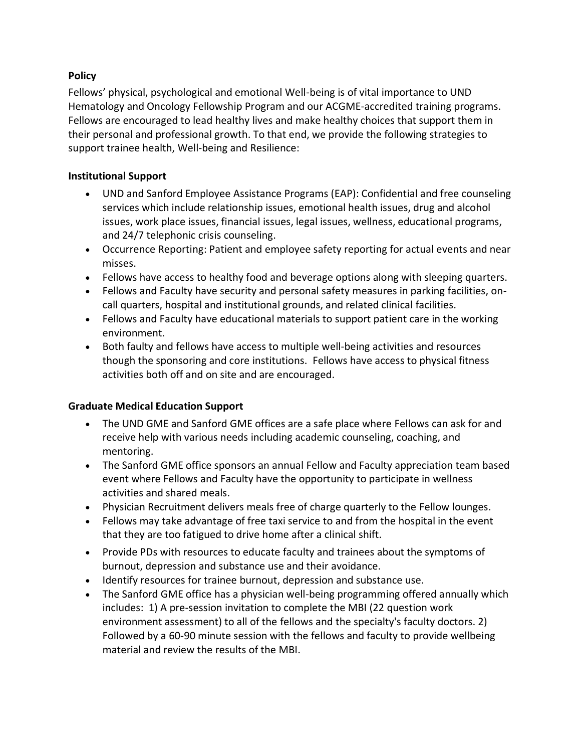**Policy**

Fellows' physical, psychological and emotional Well-being is of vital importance to UND Hematology and Oncology Fellowship Program and our ACGME-accredited training programs. Fellows are encouraged to lead healthy lives and make healthy choices that support them in their personal and professional growth. To that end, we provide the following strategies to support trainee health, Well-being and Resilience:

**Institutional Support**

- UND and Sanford Employee Assistance Programs (EAP): Confidential and free counseling services which include relationship issues, emotional health issues, drug and alcohol issues, work place issues, financial issues, legal issues, wellness, educational programs, and 24/7 telephonic crisis counseling.
- Occurrence Reporting: Patient and employee safety reporting for actual events and near misses.
- Fellows have access to healthy food and beverage options along with sleeping quarters.
- Fellows and Faculty have security and personal safety measures in parking facilities, on-call quarters, hospital and institutional grounds, and related clinical facilities.
- Fellows and Faculty have educational materials to support patient care in the working environment.
- Both faulty and fellows have access to multiple well-being activities and resources though the sponsoring and core institutions. Fellows have access to physical fitness activities both off and on site and are encouraged.

**Graduate Medical Education Support**

- The UND GME and Sanford GME offices are a safe place where Fellows can ask for and receive help with various needs including academic counseling, coaching, and mentoring.
- The Sanford GME office sponsors an annual Fellow and Faculty appreciation team based event where Fellows and Faculty have the opportunity to participate in wellness activities and shared meals.
- Physician Recruitment delivers meals free of charge quarterly to the Fellow lounges.
- Fellows may take advantage of free taxi service to and from the hospital in the event that they are too fatigued to drive home after a clinical shift.
- Provide PDs with resources to educate faculty and trainees about the symptoms of burnout, depression and substance use and their avoidance.
- Identify resources for trainee burnout, depression and substance use.
- The Sanford GME office has a physician well-being programming offered annually which includes: 1) A pre-session invitation to complete the MBI (22 question work environment assessment) to all of the fellows and the specialty's faculty doctors. 2) Followed by a 60-90 minute session with the fellows and faculty to provide wellbeing material and review the results of the MBI.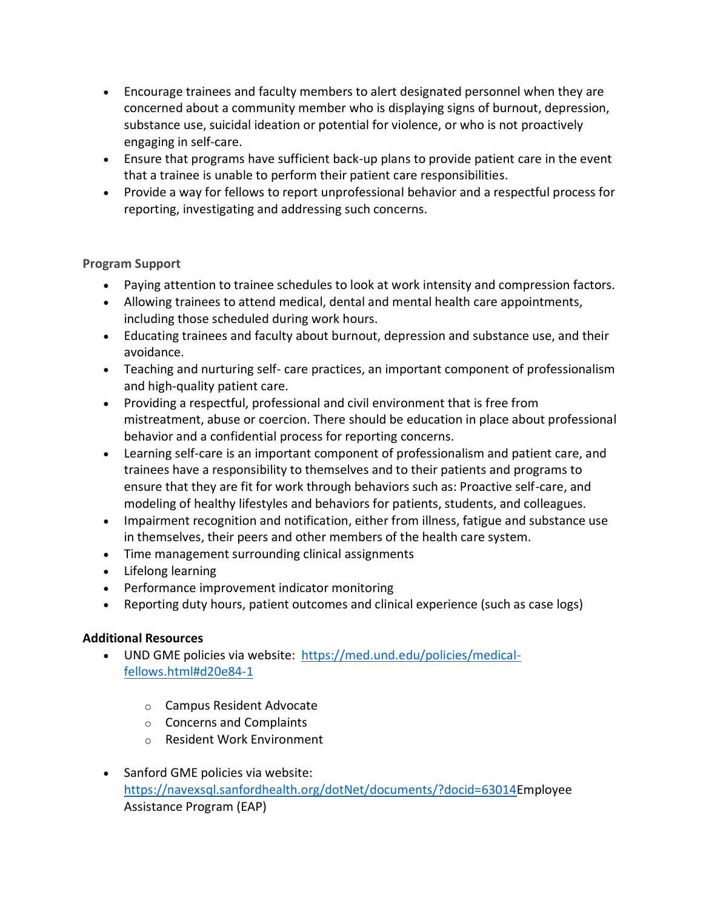- Encourage trainees and faculty members to alert designated personnel when they are concerned about a community member who is displaying signs of burnout, depression, substance use, suicidal ideation or potential for violence, or who is not proactively engaging in self-care.
- Ensure that programs have sufficient back-up plans to provide patient care in the event that a trainee is unable to perform their patient care responsibilities.
- Provide a way for fellows to report unprofessional behavior and a respectful process for reporting, investigating and addressing such concerns.

**Program Support**

- Paying attention to trainee schedules to look at work intensity and compression factors.
- Allowing trainees to attend medical, dental and mental health care appointments, including those scheduled during work hours.
- Educating trainees and faculty about burnout, depression and substance use, and their avoidance.
- Teaching and nurturing self- care practices, an important component of professionalism and high-quality patient care.
- Providing a respectful, professional and civil environment that is free from mistreatment, abuse or coercion. There should be education in place about professional behavior and a confidential process for reporting concerns.
- Learning self-care is an important component of professionalism and patient care, and trainees have a responsibility to themselves and to their patients and programs to ensure that they are fit for work through behaviors such as: Proactive self-care, and modeling of healthy lifestyles and behaviors for patients, students, and colleagues.
- Impairment recognition and notification, either from illness, fatigue and substance use in themselves, their peers and other members of the health care system.
- Time management surrounding clinical assignments
- Lifelong learning
- Performance improvement indicator monitoring
- Reporting duty hours, patient outcomes and clinical experience (such as case logs)

**Additional Resources**

- UND GME policies via website: [https://med.und.edu/policies/medical-fellows.html#d20e84-1](https://med.und.edu/policies/medical-fellows.html#d20e84-1)
    - Campus Resident Advocate
    - Concerns and Complaints
    - Resident Work Environment
- Sanford GME policies via website: [https://navexsql.sanfordhealth.org/dotNet/documents/?docid=63014](https://navexsql.sanfordhealth.org/dotNet/documents/?docid=63014)Employee Assistance Program (EAP)